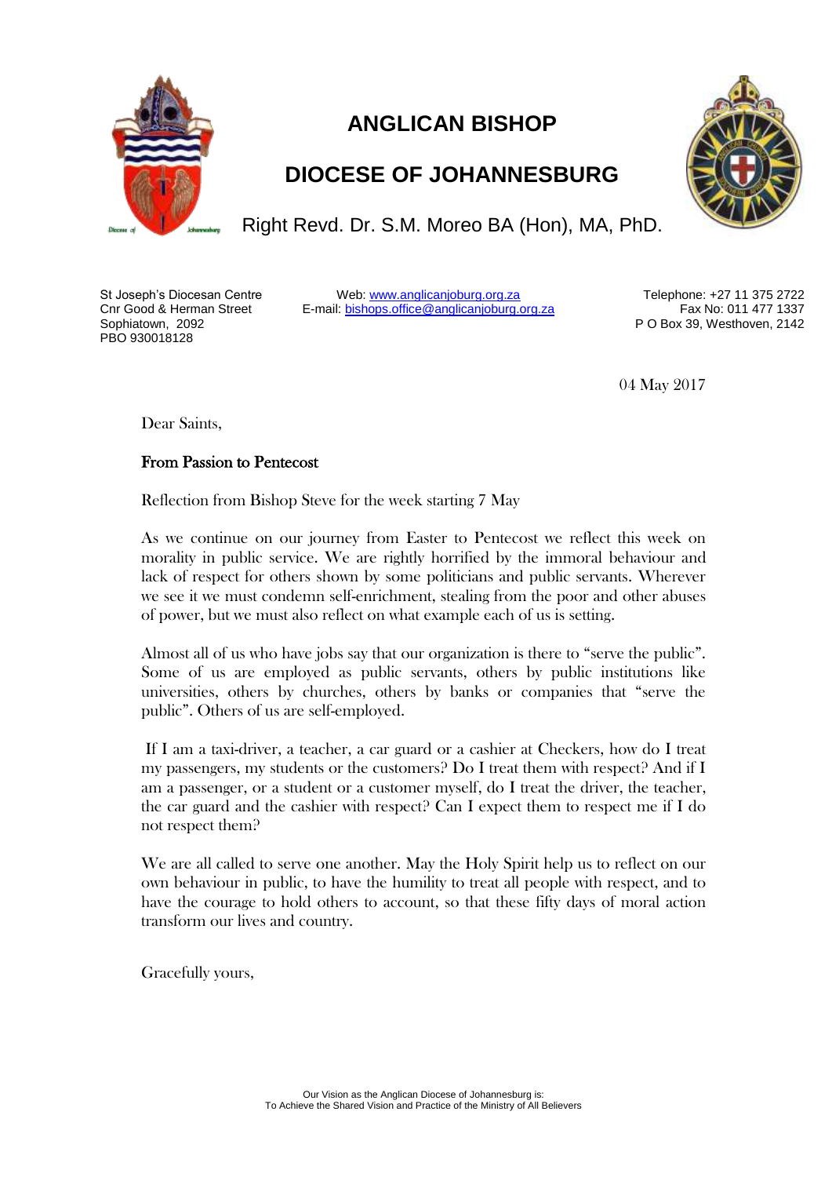# ANGLICAN BISHOP

# DIOCESE OF JOHANNESBURG

Right Revd. Dr. S.M. Moreo BA (Hon), MA, PhD.

St Joseph's Diocesan Centre
Cnr Good & Herman Street
Sophiatown, 2092
PBO 930018128

Web: www.anglicanjoburg.org.za
E-mail: bishops.office@anglicanjoburg.org.za

Telephone: +27 11 375 2722
Fax No: 011 477 1337
P O Box 39, Westhoven, 2142

04 May 2017

Dear Saints,

**From Passion to Pentecost**

Reflection from Bishop Steve for the week starting 7 May

As we continue on our journey from Easter to Pentecost we reflect this week on morality in public service. We are rightly horrified by the immoral behaviour and lack of respect for others shown by some politicians and public servants. Wherever we see it we must condemn self-enrichment, stealing from the poor and other abuses of power, but we must also reflect on what example each of us is setting.

Almost all of us who have jobs say that our organization is there to "serve the public". Some of us are employed as public servants, others by public institutions like universities, others by churches, others by banks or companies that "serve the public". Others of us are self-employed.

If I am a taxi-driver, a teacher, a car guard or a cashier at Checkers, how do I treat my passengers, my students or the customers? Do I treat them with respect? And if I am a passenger, or a student or a customer myself, do I treat the driver, the teacher, the car guard and the cashier with respect? Can I expect them to respect me if I do not respect them?

We are all called to serve one another. May the Holy Spirit help us to reflect on our own behaviour in public, to have the humility to treat all people with respect, and to have the courage to hold others to account, so that these fifty days of moral action transform our lives and country.

Gracefully yours,

Our Vision as the Anglican Diocese of Johannesburg is:
To Achieve the Shared Vision and Practice of the Ministry of All Believers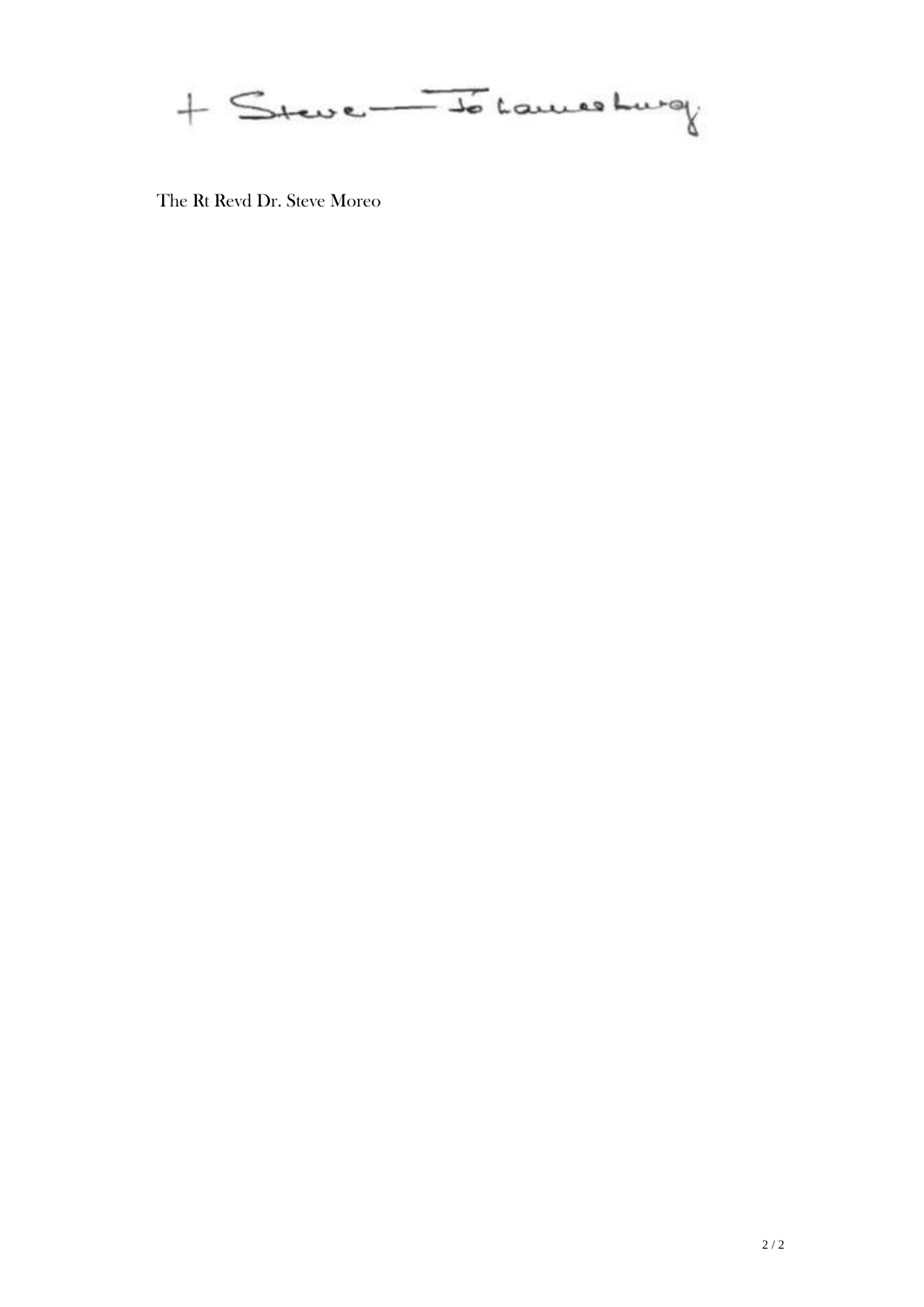+ Steve — Johannesburg.

The Rt Revd Dr. Steve Moreo